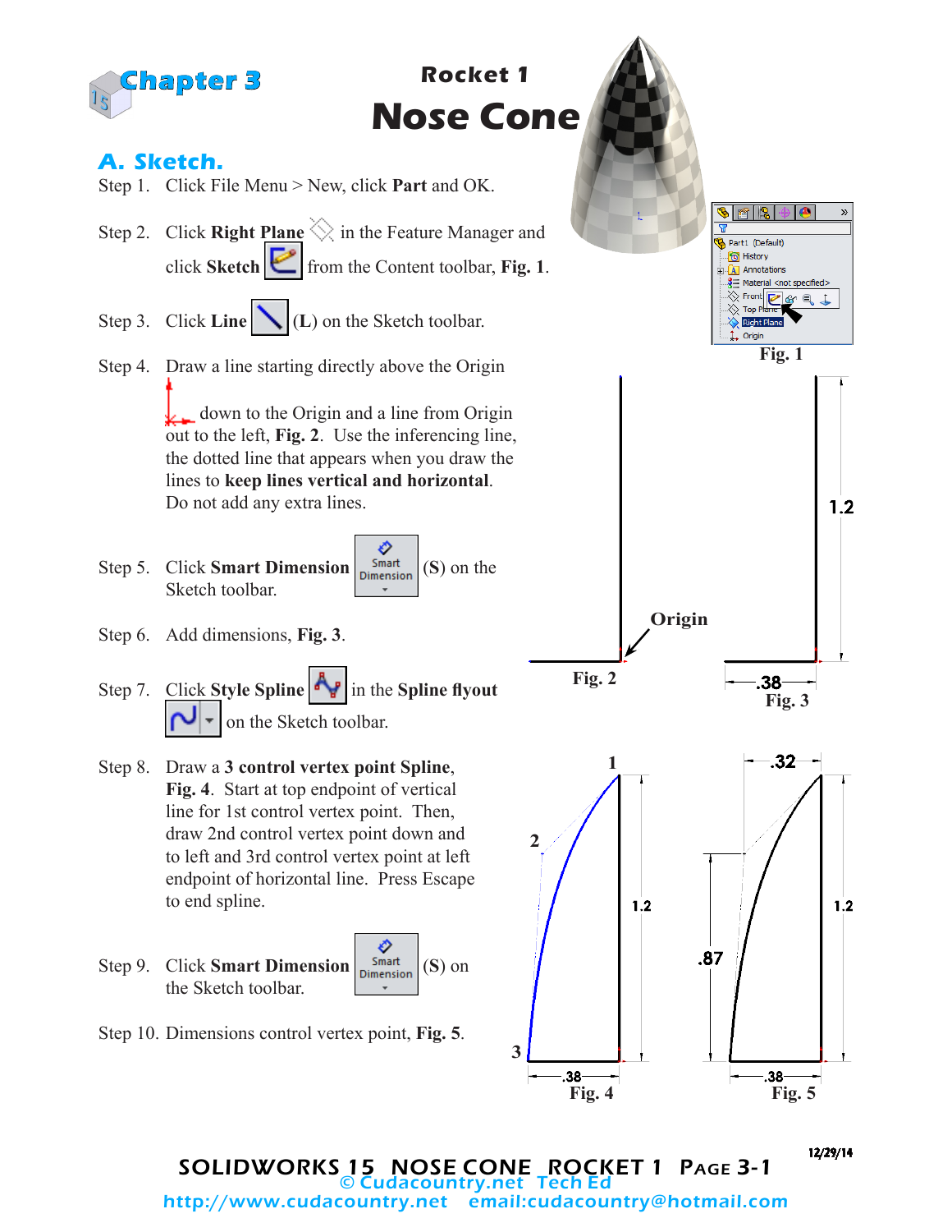# Chapter 3

## Rocket 1

# Nose Cone

## A. Sketch.

Step 1. Click File Menu > New, click **Part** and OK.

Step 2. Click **Right Plane** in the Feature Manager and click **Sketch** from the Content toolbar, **Fig. 1**.

Step 3. Click **Line** (**L**) on the Sketch toolbar.

Step 4. Draw a line starting directly above the Origin down to the Origin and a line from Origin out to the left, **Fig. 2**. Use the inferencing line, the dotted line that appears when you draw the lines to **keep lines vertical and horizontal**. Do not add any extra lines.

Step 5. Click **Smart Dimension** (**S**) on the Sketch toolbar.

Step 6. Add dimensions, **Fig. 3**.

Step 7. Click **Style Spline** in the **Spline flyout** on the Sketch toolbar.

Step 8. Draw a **3 control vertex point Spline**, **Fig. 4**. Start at top endpoint of vertical line for 1st control vertex point. Then, draw 2nd control vertex point down and to left and 3rd control vertex point at left endpoint of horizontal line. Press Escape to end spline.

Step 9. Click **Smart Dimension** (**S**) on the Sketch toolbar.

Step 10. Dimensions control vertex point, **Fig. 5**.

Fig. 1

Origin

Fig. 2

1.2

.38

Fig. 3

1.2

.38

Fig. 4

.32

.87

1.2

.38

Fig. 5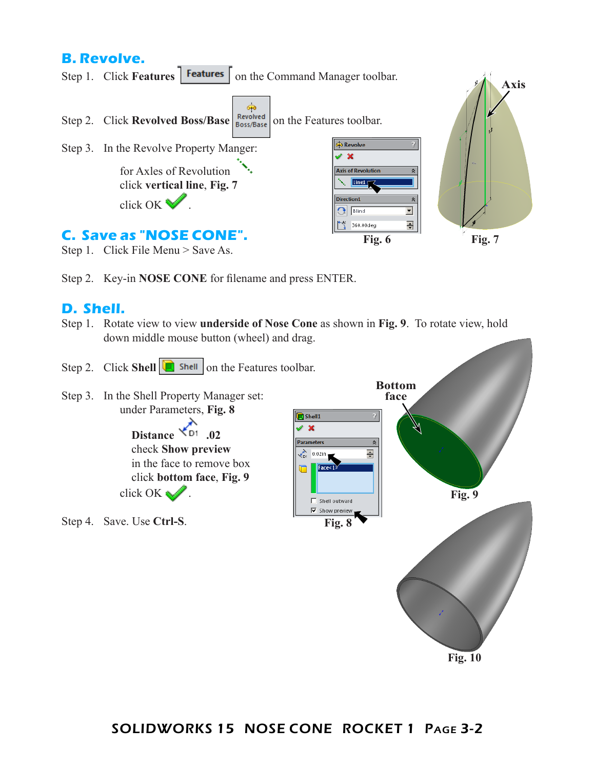## B. Revolve.

Step 1. Click **Features** on the Command Manager toolbar.

Step 2. Click **Revolved Boss/Base** on the Features toolbar.

Step 3. In the Revolve Property Manger:

for Axles of Revolution
click **vertical line**, **Fig. 7**
click OK.

**Fig. 6**

**Axis**

**Fig. 7**

## C. Save as "NOSE CONE".

Step 1. Click File Menu > Save As.

Step 2. Key-in **NOSE CONE** for filename and press ENTER.

## D. Shell.

Step 1. Rotate view to view **underside of Nose Cone** as shown in **Fig. 9**. To rotate view, hold down middle mouse button (wheel) and drag.

Step 2. Click **Shell** on the Features toolbar.

Step 3. In the Shell Property Manager set:
under Parameters, **Fig. 8**

**Distance** **.02**
check **Show preview**
in the face to remove box
click **bottom face**, **Fig. 9**
click OK.

Step 4. Save. Use **Ctrl-S**.

**Fig. 8**

**Bottom face**

**Fig. 9**

**Fig. 10**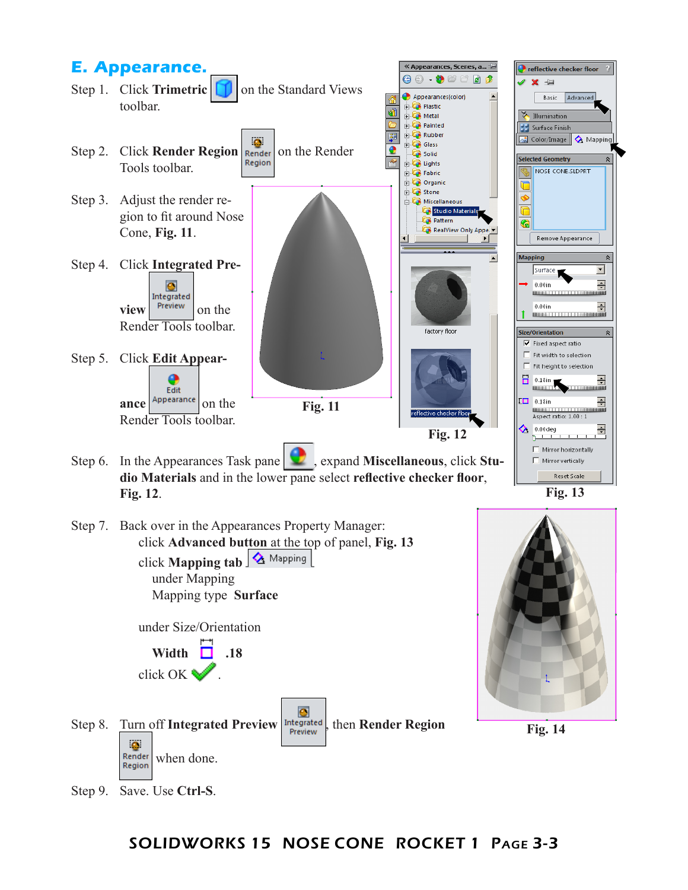## E. Appearance.

Step 1. Click **Trimetric** on the Standard Views toolbar.

Step 2. Click **Render Region** on the Render Tools toolbar.

Step 3. Adjust the render region to fit around Nose Cone, **Fig. 11**.

Step 4. Click **Integrated Preview** on the Render Tools toolbar.

Step 5. Click **Edit Appearance** on the Render Tools toolbar.

**Fig. 11**

**Fig. 12**

**Fig. 13**

Step 6. In the Appearances Task pane , expand **Miscellaneous**, click **Studio Materials** and in the lower pane select **reflective checker floor**, **Fig. 12**.

Step 7. Back over in the Appearances Property Manager:

click **Advanced button** at the top of panel, **Fig. 13**

click **Mapping tab** Mapping

under Mapping

Mapping type **Surface**

under Size/Orientation

**Width** **.18**

click OK .

**Fig. 14**

Step 8. Turn off **Integrated Preview** , then **Render Region** when done.

Step 9. Save. Use **Ctrl-S**.